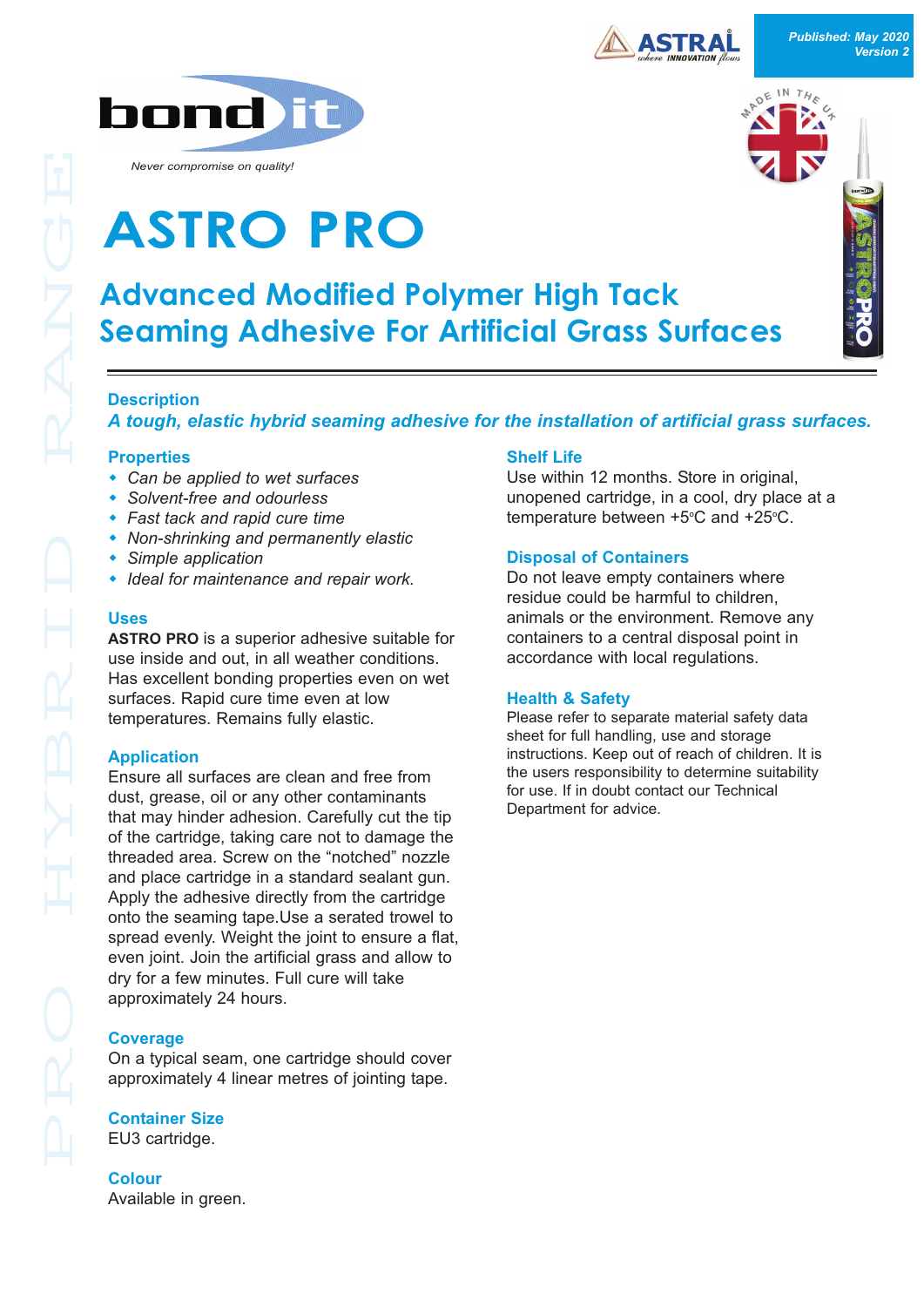Published: May 2020
Version 2

bond it

*Never compromise on quality!*

# ASTRO PRO

## Advanced Modified Polymer High Tack Seaming Adhesive For Artificial Grass Surfaces

### Description

***A tough, elastic hybrid seaming adhesive for the installation of artificial grass surfaces.***

### Properties

- *Can be applied to wet surfaces*
- *Solvent-free and odourless*
- *Fast tack and rapid cure time*
- *Non-shrinking and permanently elastic*
- *Simple application*
- *Ideal for maintenance and repair work.*

### Uses

**ASTRO PRO** is a superior adhesive suitable for use inside and out, in all weather conditions. Has excellent bonding properties even on wet surfaces. Rapid cure time even at low temperatures. Remains fully elastic.

### Application

Ensure all surfaces are clean and free from dust, grease, oil or any other contaminants that may hinder adhesion. Carefully cut the tip of the cartridge, taking care not to damage the threaded area. Screw on the "notched" nozzle and place cartridge in a standard sealant gun. Apply the adhesive directly from the cartridge onto the seaming tape.Use a serated trowel to spread evenly. Weight the joint to ensure a flat, even joint. Join the artificial grass and allow to dry for a few minutes. Full cure will take approximately 24 hours.

### Coverage

On a typical seam, one cartridge should cover approximately 4 linear metres of jointing tape.

### Container Size

EU3 cartridge.

### Colour

Available in green.

### Shelf Life

Use within 12 months. Store in original, unopened cartridge, in a cool, dry place at a temperature between +5°C and +25°C.

### Disposal of Containers

Do not leave empty containers where residue could be harmful to children, animals or the environment. Remove any containers to a central disposal point in accordance with local regulations.

### Health & Safety

Please refer to separate material safety data sheet for full handling, use and storage instructions. Keep out of reach of children. It is the users responsibility to determine suitability for use. If in doubt contact our Technical Department for advice.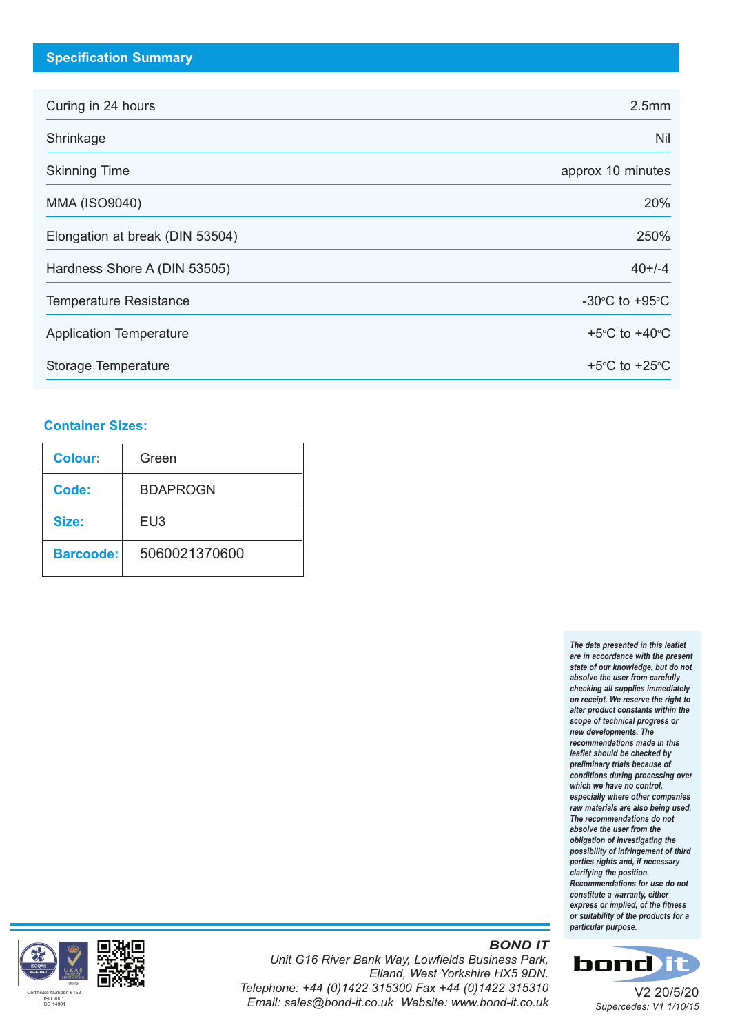## Specification Summary

| | |
|---|---|
| Curing in 24 hours | 2.5mm |
| Shrinkage | Nil |
| Skinning Time | approx 10 minutes |
| MMA (ISO9040) | 20% |
| Elongation at break (DIN 53504) | 250% |
| Hardness Shore A (DIN 53505) | 40+/-4 |
| Temperature Resistance | -30°C to +95°C |
| Application Temperature | +5°C to +40°C |
| Storage Temperature | +5°C to +25°C |

### Container Sizes:

| | |
|---|---|
| **Colour:** | Green |
| **Code:** | BDAPROGN |
| **Size:** | EU3 |
| **Barcoode:** | 5060021370600 |

***The data presented in this leaflet are in accordance with the present state of our knowledge, but do not absolve the user from carefully checking all supplies immediately on receipt. We reserve the right to alter product constants within the scope of technical progress or new developments. The recommendations made in this leaflet should be checked by preliminary trials because of conditions during processing over which we have no control, especially where other companies raw materials are also being used. The recommendations do not absolve the user from the obligation of investigating the possibility of infringement of third parties rights and, if necessary clarifying the position. Recommendations for use do not constitute a warranty, either express or implied, of the fitness or suitability of the products for a particular purpose.***

Certificate Number: 6152
ISO 9001
ISO 14001

***BOND IT***
*Unit G16 River Bank Way, Lowfields Business Park,*
*Elland, West Yorkshire HX5 9DN.*
*Telephone: +44 (0)1422 315300 Fax +44 (0)1422 315310*
*Email: sales@bond-it.co.uk Website: www.bond-it.co.uk*

bond it

V2 20/5/20
*Supercedes: V1 1/10/15*